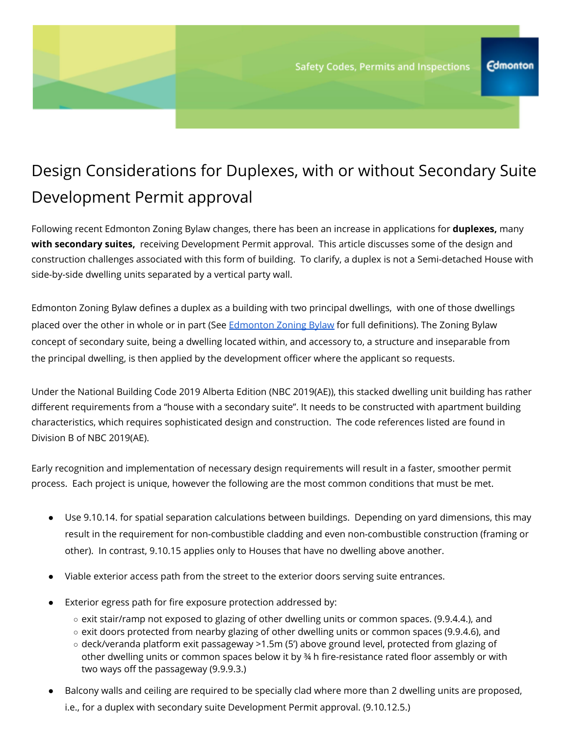# Design Considerations for Duplexes, with or without Secondary Suite Development Permit approval

Following recent Edmonton Zoning Bylaw changes, there has been an increase in applications for **duplexes,** many **with secondary suites,** receiving Development Permit approval. This article discusses some of the design and construction challenges associated with this form of building. To clarify, a duplex is not a Semi-detached House with side-by-side dwelling units separated by a vertical party wall.

Edmonton Zoning Bylaw defines a duplex as a building with two principal dwellings, with one of those dwellings placed over the other in whole or in part (See Edmonton Zoning Bylaw for full definitions). The Zoning Bylaw concept of secondary suite, being a dwelling located within, and accessory to, a structure and inseparable from the principal dwelling, is then applied by the development officer where the applicant so requests.

Under the National Building Code 2019 Alberta Edition (NBC 2019(AE)), this stacked dwelling unit building has rather different requirements from a "house with a secondary suite". It needs to be constructed with apartment building characteristics, which requires sophisticated design and construction. The code references listed are found in Division B of NBC 2019(AE).

Early recognition and implementation of necessary design requirements will result in a faster, smoother permit process. Each project is unique, however the following are the most common conditions that must be met.

- Use 9.10.14. for spatial separation calculations between buildings. Depending on yard dimensions, this may result in the requirement for non-combustible cladding and even non-combustible construction (framing or other). In contrast, 9.10.15 applies only to Houses that have no dwelling above another.
- Viable exterior access path from the street to the exterior doors serving suite entrances.
- Exterior egress path for fire exposure protection addressed by:
  - exit stair/ramp not exposed to glazing of other dwelling units or common spaces. (9.9.4.4.), and
  - exit doors protected from nearby glazing of other dwelling units or common spaces (9.9.4.6), and
  - deck/veranda platform exit passageway >1.5m (5') above ground level, protected from glazing of other dwelling units or common spaces below it by ¾ h fire-resistance rated floor assembly or with two ways off the passageway (9.9.9.3.)
- Balcony walls and ceiling are required to be specially clad where more than 2 dwelling units are proposed, i.e., for a duplex with secondary suite Development Permit approval. (9.10.12.5.)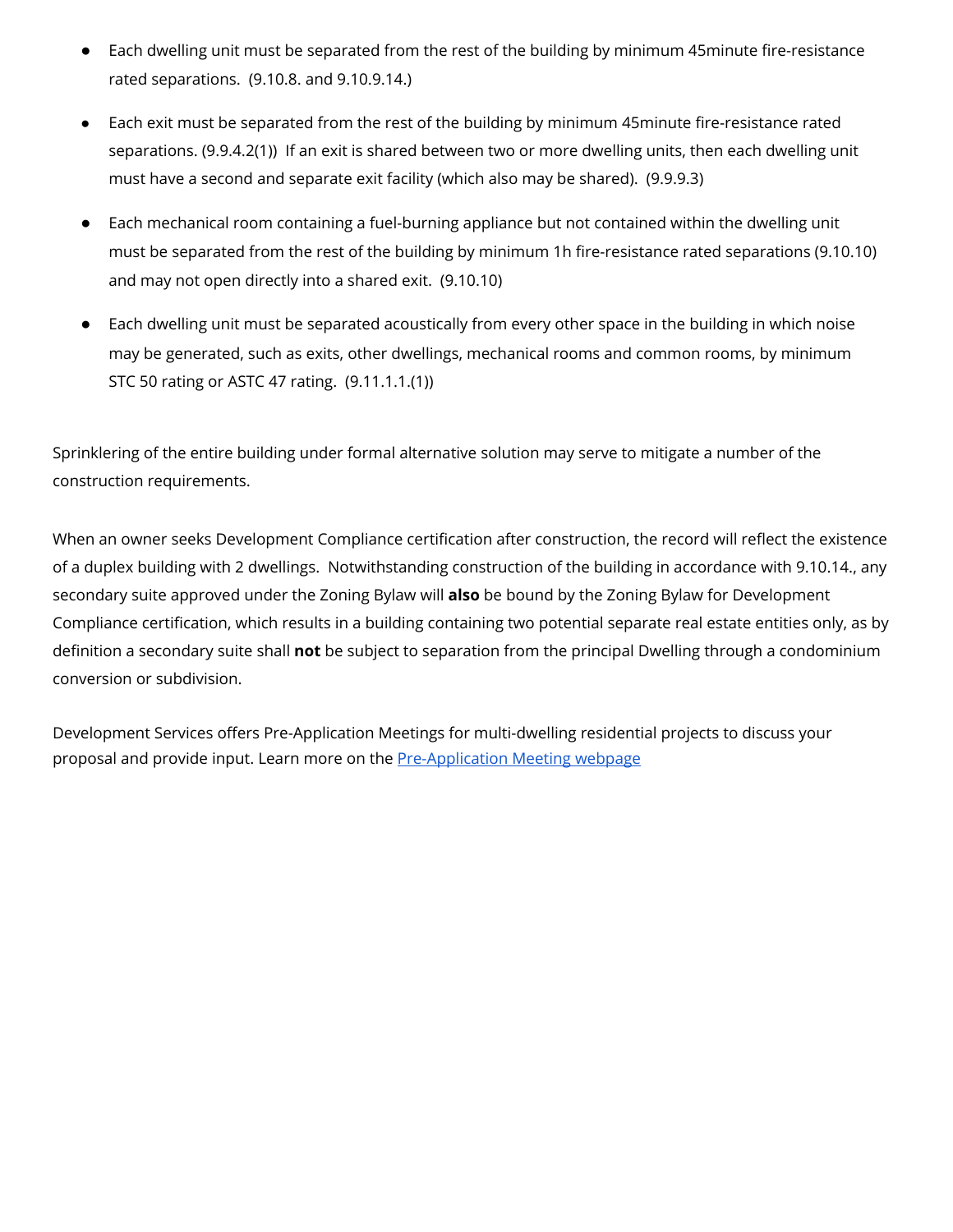- Each dwelling unit must be separated from the rest of the building by minimum 45minute fire-resistance rated separations. (9.10.8. and 9.10.9.14.)

- Each exit must be separated from the rest of the building by minimum 45minute fire-resistance rated separations. (9.9.4.2(1)) If an exit is shared between two or more dwelling units, then each dwelling unit must have a second and separate exit facility (which also may be shared). (9.9.9.3)

- Each mechanical room containing a fuel-burning appliance but not contained within the dwelling unit must be separated from the rest of the building by minimum 1h fire-resistance rated separations (9.10.10) and may not open directly into a shared exit. (9.10.10)

- Each dwelling unit must be separated acoustically from every other space in the building in which noise may be generated, such as exits, other dwellings, mechanical rooms and common rooms, by minimum STC 50 rating or ASTC 47 rating. (9.11.1.1.(1))

Sprinklering of the entire building under formal alternative solution may serve to mitigate a number of the construction requirements.

When an owner seeks Development Compliance certification after construction, the record will reflect the existence of a duplex building with 2 dwellings. Notwithstanding construction of the building in accordance with 9.10.14., any secondary suite approved under the Zoning Bylaw will **also** be bound by the Zoning Bylaw for Development Compliance certification, which results in a building containing two potential separate real estate entities only, as by definition a secondary suite shall **not** be subject to separation from the principal Dwelling through a condominium conversion or subdivision.

Development Services offers Pre-Application Meetings for multi-dwelling residential projects to discuss your proposal and provide input. Learn more on the [Pre-Application Meeting webpage]